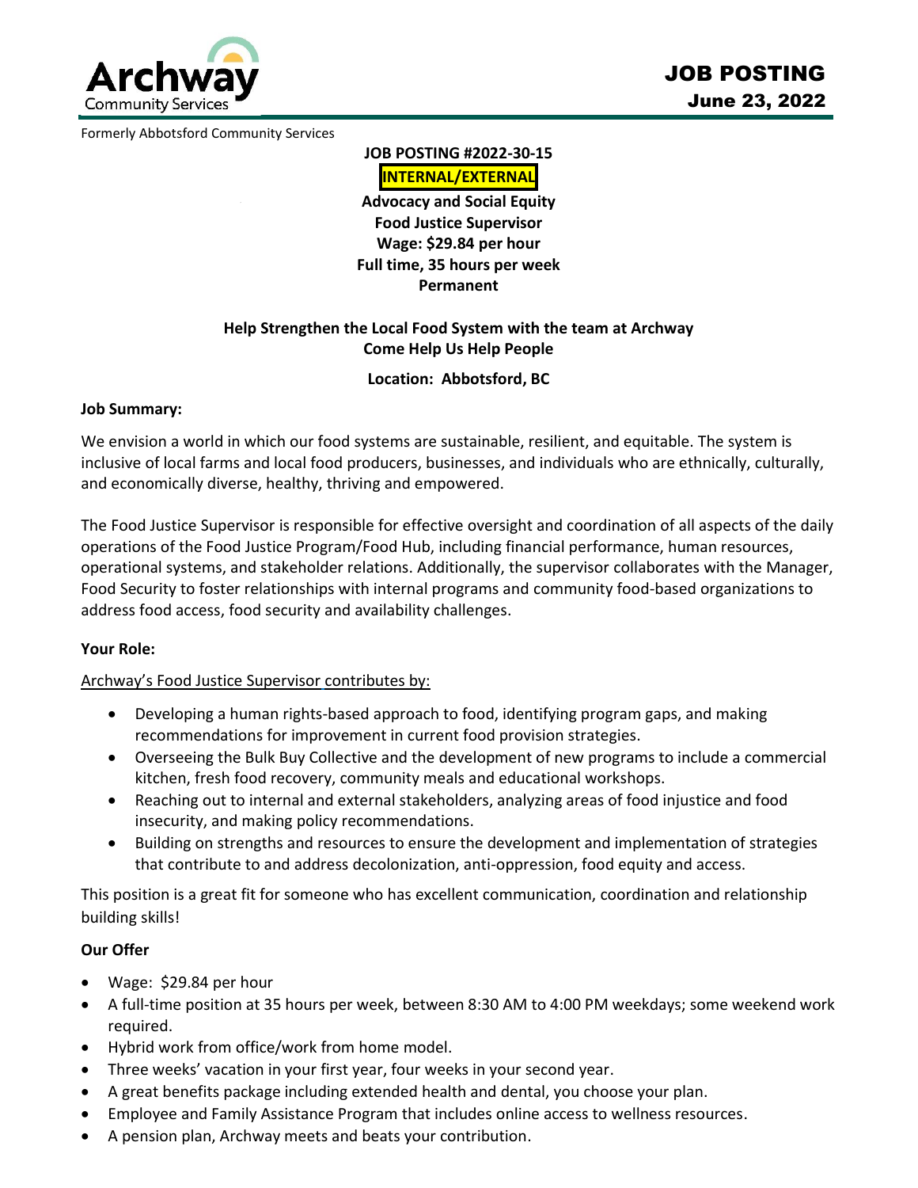Archway Community Services

# JOB POSTING
**June 23, 2022**

Formerly Abbotsford Community Services

**JOB POSTING #2022-30-15**

**INTERNAL/EXTERNAL**

**Advocacy and Social Equity**
**Food Justice Supervisor**
**Wage: $29.84 per hour**
**Full time, 35 hours per week**
**Permanent**

**Help Strengthen the Local Food System with the team at Archway**
**Come Help Us Help People**

**Location: Abbotsford, BC**

**Job Summary:**

We envision a world in which our food systems are sustainable, resilient, and equitable. The system is inclusive of local farms and local food producers, businesses, and individuals who are ethnically, culturally, and economically diverse, healthy, thriving and empowered.

The Food Justice Supervisor is responsible for effective oversight and coordination of all aspects of the daily operations of the Food Justice Program/Food Hub, including financial performance, human resources, operational systems, and stakeholder relations. Additionally, the supervisor collaborates with the Manager, Food Security to foster relationships with internal programs and community food-based organizations to address food access, food security and availability challenges.

**Your Role:**

Archway's Food Justice Supervisor contributes by:

- Developing a human rights-based approach to food, identifying program gaps, and making recommendations for improvement in current food provision strategies.
- Overseeing the Bulk Buy Collective and the development of new programs to include a commercial kitchen, fresh food recovery, community meals and educational workshops.
- Reaching out to internal and external stakeholders, analyzing areas of food injustice and food insecurity, and making policy recommendations.
- Building on strengths and resources to ensure the development and implementation of strategies that contribute to and address decolonization, anti-oppression, food equity and access.

This position is a great fit for someone who has excellent communication, coordination and relationship building skills!

**Our Offer**

- Wage: $29.84 per hour
- A full-time position at 35 hours per week, between 8:30 AM to 4:00 PM weekdays; some weekend work required.
- Hybrid work from office/work from home model.
- Three weeks' vacation in your first year, four weeks in your second year.
- A great benefits package including extended health and dental, you choose your plan.
- Employee and Family Assistance Program that includes online access to wellness resources.
- A pension plan, Archway meets and beats your contribution.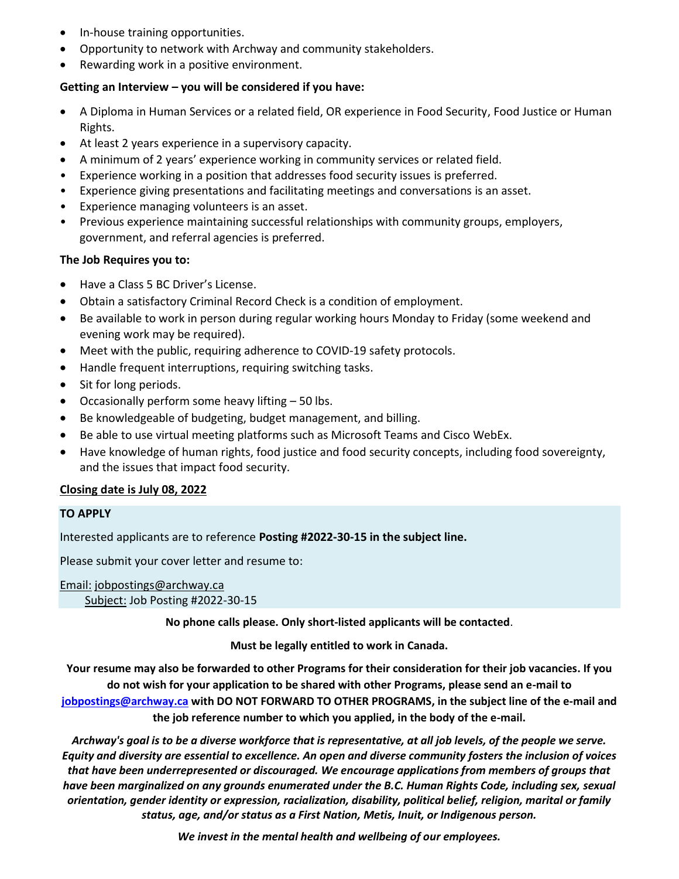- In-house training opportunities.
- Opportunity to network with Archway and community stakeholders.
- Rewarding work in a positive environment.

**Getting an Interview – you will be considered if you have:**

- A Diploma in Human Services or a related field, OR experience in Food Security, Food Justice or Human Rights.
- At least 2 years experience in a supervisory capacity.
- A minimum of 2 years' experience working in community services or related field.
- Experience working in a position that addresses food security issues is preferred.
- Experience giving presentations and facilitating meetings and conversations is an asset.
- Experience managing volunteers is an asset.
- Previous experience maintaining successful relationships with community groups, employers, government, and referral agencies is preferred.

**The Job Requires you to:**

- Have a Class 5 BC Driver's License.
- Obtain a satisfactory Criminal Record Check is a condition of employment.
- Be available to work in person during regular working hours Monday to Friday (some weekend and evening work may be required).
- Meet with the public, requiring adherence to COVID-19 safety protocols.
- Handle frequent interruptions, requiring switching tasks.
- Sit for long periods.
- Occasionally perform some heavy lifting – 50 lbs.
- Be knowledgeable of budgeting, budget management, and billing.
- Be able to use virtual meeting platforms such as Microsoft Teams and Cisco WebEx.
- Have knowledge of human rights, food justice and food security concepts, including food sovereignty, and the issues that impact food security.

**Closing date is July 08, 2022**

**TO APPLY**

Interested applicants are to reference **Posting #2022-30-15 in the subject line.**

Please submit your cover letter and resume to:

Email: jobpostings@archway.ca
Subject: Job Posting #2022-30-15

**No phone calls please. Only short-listed applicants will be contacted**.

**Must be legally entitled to work in Canada.**

**Your resume may also be forwarded to other Programs for their consideration for their job vacancies. If you do not wish for your application to be shared with other Programs, please send an e-mail to jobpostings@archway.ca with DO NOT FORWARD TO OTHER PROGRAMS, in the subject line of the e-mail and the job reference number to which you applied, in the body of the e-mail.**

***Archway's goal is to be a diverse workforce that is representative, at all job levels, of the people we serve. Equity and diversity are essential to excellence. An open and diverse community fosters the inclusion of voices that have been underrepresented or discouraged. We encourage applications from members of groups that have been marginalized on any grounds enumerated under the B.C. Human Rights Code, including sex, sexual orientation, gender identity or expression, racialization, disability, political belief, religion, marital or family status, age, and/or status as a First Nation, Metis, Inuit, or Indigenous person.***

***We invest in the mental health and wellbeing of our employees.***